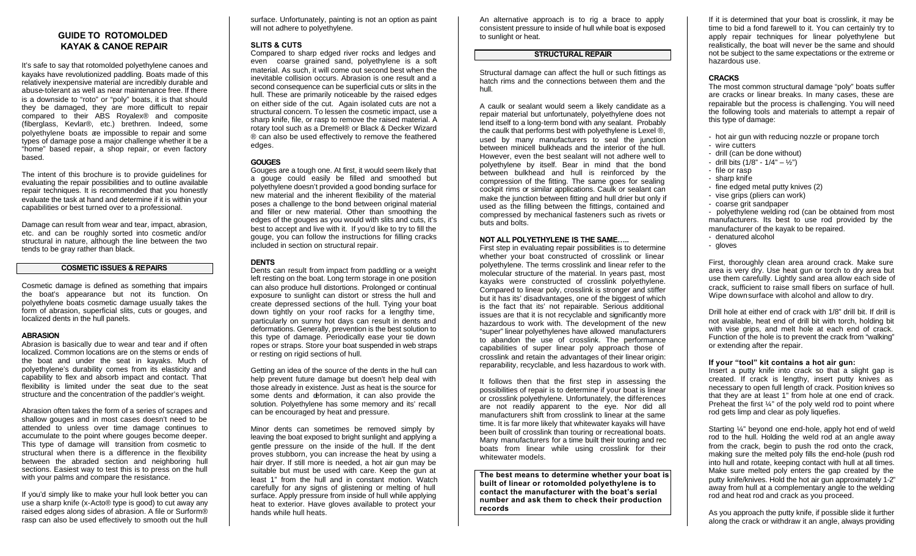# GUIDE TO ROTOMOLDED KAYAK & CANOE REPAIR

It's safe to say that rotomolded polyethylene canoes and kayaks have revolutionized paddling. Boats made of this relatively inexpensive material are incredibly durable and abuse-tolerant as well as near maintenance free. If there is a downside to "roto" or "poly" boats, it is that should they be damaged, they are more difficult to repair compared to their ABS Royalex® and composite (fiberglass, Kevlar®, etc.) brethren. Indeed, some polyethylene boats are impossible to repair and some types of damage pose a major challenge whether it be a "home" based repair, a shop repair, or even factory based.

The intent of this brochure is to provide guidelines for evaluating the repair possibilities and to outline available repair techniques. It is recommended that you honestly evaluate the task at hand and determine if it is within your capabilities or best turned over to a professional.

Damage can result from wear and tear, impact, abrasion, etc. and can be roughly sorted into cosmetic and/or structural in nature, although the line between the two tends to be gray rather than black.

## COSMETIC ISSUES & REPAIRS

Cosmetic damage is defined as something that impairs the boat's appearance but not its function. On polyethylene boats cosmetic damage usually takes the form of abrasion, superficial slits, cuts or gouges, and localized dents in the hull panels.

### ABRASION

Abrasion is basically due to wear and tear and if often localized. Common locations are on the stems or ends of the boat and under the seat in kayaks. Much of polyethylene's durability comes from its elasticity and capability to flex and absorb impact and contact. That flexibility is limited under the seat due to the seat structure and the concentration of the paddler's weight.

Abrasion often takes the form of a series of scrapes and shallow gouges and in most cases doesn't need to be attended to unless over time damage continues to accumulate to the point where gouges become deeper. This type of damage will transition from cosmetic to structural when there is a difference in the flexibility between the abraded section and neighboring hull sections. Easiest way to test this is to press on the hull with your palms and compare the resistance.

If you'd simply like to make your hull look better you can use a sharp knife (x-Acto® type is good) to cut away any raised edges along sides of abrasion. A file or Surform® rasp can also be used effectively to smooth out the hull surface. Unfortunately, painting is not an option as paint will not adhere to polyethylene.

### SLITS & CUTS

Compared to sharp edged river rocks and ledges and even coarse grained sand, polyethylene is a soft material. As such, it will come out second best when the inevitable collision occurs. Abrasion is one result and a second consequence can be superficial cuts or slits in the hull. These are primarily noticeable by the raised edges on either side of the cut. Again isolated cuts are not a structural concern. To lessen the cosmetic impact, use a sharp knife, file, or rasp to remove the raised material. A rotary tool such as a Dremel® or Black & Decker Wizard ® can also be used effectively to remove the feathered edges.

### GOUGES

Gouges are a tough one. At first, it would seem likely that a gouge could easily be filled and smoothed but polyethylene doesn't provided a good bonding surface for new material and the inherent flexibility of the material poses a challenge to the bond between original material and filler or new material. Other than smoothing the edges of the gouges as you would with slits and cuts, it's best to accept and live with it. If you'd like to try to fill the gouge, you can follow the instructions for filling cracks included in section on structural repair.

### DENTS

Dents can result from impact from paddling or a weight left resting on the boat. Long term storage in one position can also produce hull distortions. Prolonged or continual exposure to sunlight can distort or stress the hull and create depressed sections of the hull. Tying your boat down tightly on your roof racks for a lengthy time, particularly on sunny hot days can result in dents and deformations. Generally, prevention is the best solution to this type of damage. Periodically ease your tie down ropes or straps. Store your boat suspended in web straps or resting on rigid sections of hull.

Getting an idea of the source of the dents in the hull can help prevent future damage but doesn't help deal with those already in existence. Just as heat is the source for some dents and deformation, it can also provide the solution. Polyethylene has some memory and its' recall can be encouraged by heat and pressure.

Minor dents can sometimes be removed simply by leaving the boat exposed to bright sunlight and applying a gentle pressure on the inside of the hull. If the dent proves stubborn, you can increase the heat by using a hair dryer. If still more is needed, a hot air gun may be suitable but must be used with care. Keep the gun at least 1" from the hull and in constant motion. Watch carefully for any signs of glistening or melting of hull surface. Apply pressure from inside of hull while applying heat to exterior. Have gloves available to protect your hands while hull heats.

An alternative approach is to rig a brace to apply consistent pressure to inside of hull while boat is exposed to sunlight or heat.

## STRUCTURAL REPAIR

Structural damage can affect the hull or such fittings as hatch rims and the connections between them and the hull.

A caulk or sealant would seem a likely candidate as a repair material but unfortunately, polyethylene does not lend itself to a long-term bond with any sealant. Probably the caulk that performs best with polyethylene is Lexel ®, used by many manufacturers to seal the junction between minicell bulkheads and the interior of the hull. However, even the best sealant will not adhere well to polyethylene by itself. Bear in mind that the bond between bulkhead and hull is reinforced by the compression of the fitting. The same goes for sealing cockpit rims or similar applications. Caulk or sealant can make the junction between fitting and hull drier but only if used as the filling between the fittings, contained and compressed by mechanical fasteners such as rivets or buts and bolts.

### NOT ALL POLYETHYLENE IS THE SAME…..

First step in evaluating repair possibilities is to determine whether your boat constructed of crosslink or linear polyethylene. The terms crosslink and linear refer to the molecular structure of the material. In years past, most kayaks were constructed of crosslink polyethylene. Compared to linear poly, crosslink is stronger and stiffer but it has its' disadvantages, one of the biggest of which is the fact that its' not repairable. Serious additional issues are that it is not recyclable and significantly more hazardous to work with. The development of the new "super" linear polyethylenes have allowed manufacturers to abandon the use of crosslink. The performance capabilities of super linear poly approach those of crosslink and retain the advantages of their linear origin: reparability, recyclable, and less hazardous to work with.

It follows then that the first step in assessing the possibilities of repair is to determine if your boat is linear or crosslink polyethylene. Unfortunately, the differences are not readily apparent to the eye. Nor did all manufacturers shift from crosslink to linear at the same time. It is far more likely that whitewater kayaks will have been built of crosslink than touring or recreational boats. Many manufacturers for a time built their touring and rec boats from linear while using crosslink for their whitewater models.

**The best means to determine whether your boat is built of linear or rotomolded polyethylene is to contact the manufacturer with the boat's serial number and ask them to check their production records**

If it is determined that your boat is crosslink, it may be time to bid a fond farewell to it. You can certainly try to apply repair techniques for linear polyethylene but realistically, the boat will never be the same and should not be subject to the same expectations or the extreme or hazardous use.

### CRACKS

The most common structural damage "poly" boats suffer are cracks or linear breaks. In many cases, these are repairable but the process is challenging. You will need the following tools and materials to attempt a repair of this type of damage:

- hot air gun with reducing nozzle or propane torch
- wire cutters
- drill (can be done without)
- drill bits (1/8" - 1/4" – ½")
- file or rasp
- sharp knife
- fine edged metal putty knives (2)
- vise grips (pliers can work)
- coarse grit sandpaper
- polyethylene welding rod (can be obtained from most manufacturers. Its best to use rod provided by the manufacturer of the kayak to be repaired.
- denatured alcohol
- gloves

First, thoroughly clean area around crack. Make sure area is very dry. Use heat gun or torch to dry area but use them carefully. Lightly sand area allow each side of crack, sufficient to raise small fibers on surface of hull. Wipe down surface with alcohol and allow to dry.

Drill hole at either end of crack with 1/8" drill bit. If drill is not available, heat end of drill bit with torch, holding bit with vise grips, and melt hole at each end of crack. Function of the hole is to prevent the crack from "walking" or extending after the repair.

**If your "tool" kit contains a hot air gun:**

Insert a putty knife into crack so that a slight gap is created. If crack is lengthy, insert putty knives as necessary to open full length of crack. Position knives so that they are at least 1" from hole at one end of crack. Preheat the first ¼" of the poly weld rod to point where rod gets limp and clear as poly liquefies.

Starting ¼" beyond one end-hole, apply hot end of weld rod to the hull. Holding the weld rod at an angle away from the crack, begin to push the rod onto the crack, making sure the melted poly fills the end-hole (push rod into hull and rotate, keeping contact with hull at all times. Make sure melted poly enters the gap created by the putty knife/knives. Hold the hot air gun approximately 1-2" away from hull at a complementary angle to the welding rod and heat rod and crack as you proceed.

As you approach the putty knife, if possible slide it further along the crack or withdraw it an angle, always providing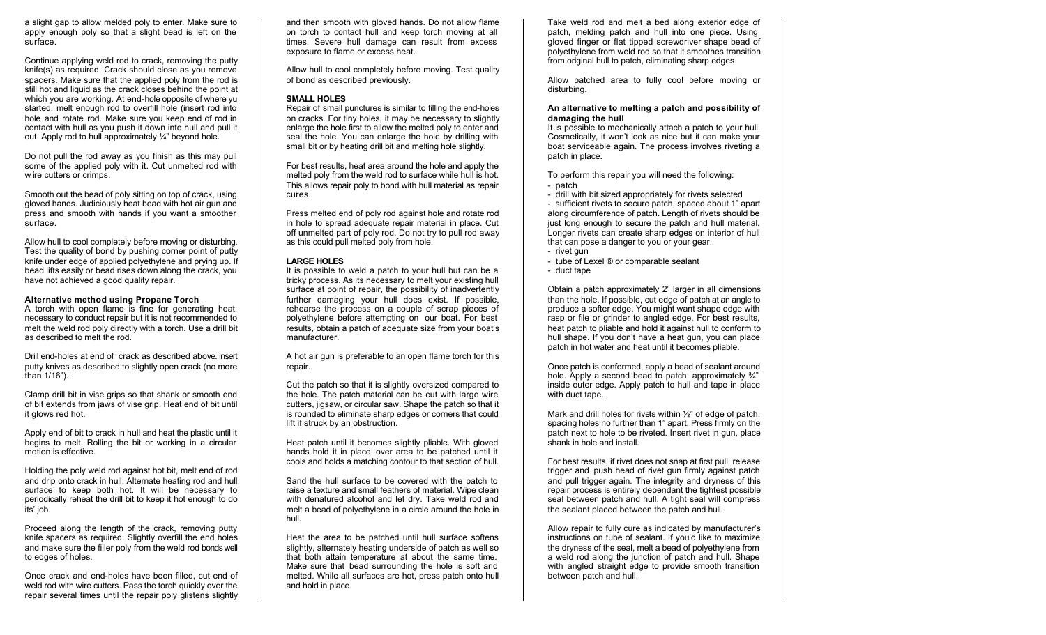a slight gap to allow melded poly to enter. Make sure to apply enough poly so that a slight bead is left on the surface.

Continue applying weld rod to crack, removing the putty knife(s) as required. Crack should close as you remove spacers. Make sure that the applied poly from the rod is still hot and liquid as the crack closes behind the point at which you are working. At end-hole opposite of where yu started, melt enough rod to overfill hole (insert rod into hole and rotate rod. Make sure you keep end of rod in contact with hull as you push it down into hull and pull it out. Apply rod to hull approximately ¼" beyond hole.

Do not pull the rod away as you finish as this may pull some of the applied poly with it. Cut unmelted rod with w ire cutters or crimps.

Smooth out the bead of poly sitting on top of crack, using gloved hands. Judiciously heat bead with hot air gun and press and smooth with hands if you want a smoother surface.

Allow hull to cool completely before moving or disturbing. Test the quality of bond by pushing corner point of putty knife under edge of applied polyethylene and prying up. If bead lifts easily or bead rises down along the crack, you have not achieved a good quality repair.

**Alternative method using Propane Torch**
A torch with open flame is fine for generating heat necessary to conduct repair but it is not recommended to melt the weld rod poly directly with a torch. Use a drill bit as described to melt the rod.

Drill end-holes at end of crack as described above. Insert putty knives as described to slightly open crack (no more than 1/16").

Clamp drill bit in vise grips so that shank or smooth end of bit extends from jaws of vise grip. Heat end of bit until it glows red hot.

Apply end of bit to crack in hull and heat the plastic until it begins to melt. Rolling the bit or working in a circular motion is effective.

Holding the poly weld rod against hot bit, melt end of rod and drip onto crack in hull. Alternate heating rod and hull surface to keep both hot. It will be necessary to periodically reheat the drill bit to keep it hot enough to do its' job.

Proceed along the length of the crack, removing putty knife spacers as required. Slightly overfill the end holes and make sure the filler poly from the weld rod bonds well to edges of holes.

Once crack and end-holes have been filled, cut end of weld rod with wire cutters. Pass the torch quickly over the repair several times until the repair poly glistens slightly and then smooth with gloved hands. Do not allow flame on torch to contact hull and keep torch moving at all times. Severe hull damage can result from excess exposure to flame or excess heat.

Allow hull to cool completely before moving. Test quality of bond as described previously.

**SMALL HOLES**
Repair of small punctures is similar to filling the end-holes on cracks. For tiny holes, it may be necessary to slightly enlarge the hole first to allow the melted poly to enter and seal the hole. You can enlarge the hole by drilling with small bit or by heating drill bit and melting hole slightly.

For best results, heat area around the hole and apply the melted poly from the weld rod to surface while hull is hot. This allows repair poly to bond with hull material as repair cures.

Press melted end of poly rod against hole and rotate rod in hole to spread adequate repair material in place. Cut off unmelted part of poly rod. Do not try to pull rod away as this could pull melted poly from hole.

**LARGE HOLES**
It is possible to weld a patch to your hull but can be a tricky process. As its necessary to melt your existing hull surface at point of repair, the possibility of inadvertently further damaging your hull does exist. If possible, rehearse the process on a couple of scrap pieces of polyethylene before attempting on our boat. For best results, obtain a patch of adequate size from your boat's manufacturer.

A hot air gun is preferable to an open flame torch for this repair.

Cut the patch so that it is slightly oversized compared to the hole. The patch material can be cut with large wire cutters, jigsaw, or circular saw. Shape the patch so that it is rounded to eliminate sharp edges or corners that could lift if struck by an obstruction.

Heat patch until it becomes slightly pliable. With gloved hands hold it in place over area to be patched until it cools and holds a matching contour to that section of hull.

Sand the hull surface to be covered with the patch to raise a texture and small feathers of material. Wipe clean with denatured alcohol and let dry. Take weld rod and melt a bead of polyethylene in a circle around the hole in hull.

Heat the area to be patched until hull surface softens slightly, alternately heating underside of patch as well so that both attain temperature at about the same time. Make sure that bead surrounding the hole is soft and melted. While all surfaces are hot, press patch onto hull and hold in place.

Take weld rod and melt a bed along exterior edge of patch, melding patch and hull into one piece. Using gloved finger or flat tipped screwdriver shape bead of polyethylene from weld rod so that it smoothes transition from original hull to patch, eliminating sharp edges.

Allow patched area to fully cool before moving or disturbing.

**An alternative to melting a patch and possibility of damaging the hull**
It is possible to mechanically attach a patch to your hull. Cosmetically, it won't look as nice but it can make your boat serviceable again. The process involves riveting a patch in place.

To perform this repair you will need the following:

- patch
- drill with bit sized appropriately for rivets selected
- sufficient rivets to secure patch, spaced about 1" apart along circumference of patch. Length of rivets should be just long enough to secure the patch and hull material. Longer rivets can create sharp edges on interior of hull that can pose a danger to you or your gear.
- rivet gun
- tube of Lexel ® or comparable sealant
- duct tape

Obtain a patch approximately 2" larger in all dimensions than the hole. If possible, cut edge of patch at an angle to produce a softer edge. You might want shape edge with rasp or file or grinder to angled edge. For best results, heat patch to pliable and hold it against hull to conform to hull shape. If you don't have a heat gun, you can place patch in hot water and heat until it becomes pliable.

Once patch is conformed, apply a bead of sealant around hole. Apply a second bead to patch, approximately ¾" inside outer edge. Apply patch to hull and tape in place with duct tape.

Mark and drill holes for rivets within ½" of edge of patch, spacing holes no further than 1" apart. Press firmly on the patch next to hole to be riveted. Insert rivet in gun, place shank in hole and install.

For best results, if rivet does not snap at first pull, release trigger and push head of rivet gun firmly against patch and pull trigger again. The integrity and dryness of this repair process is entirely dependant the tightest possible seal between patch and hull. A tight seal will compress the sealant placed between the patch and hull.

Allow repair to fully cure as indicated by manufacturer's instructions on tube of sealant. If you'd like to maximize the dryness of the seal, melt a bead of polyethylene from a weld rod along the junction of patch and hull. Shape with angled straight edge to provide smooth transition between patch and hull.